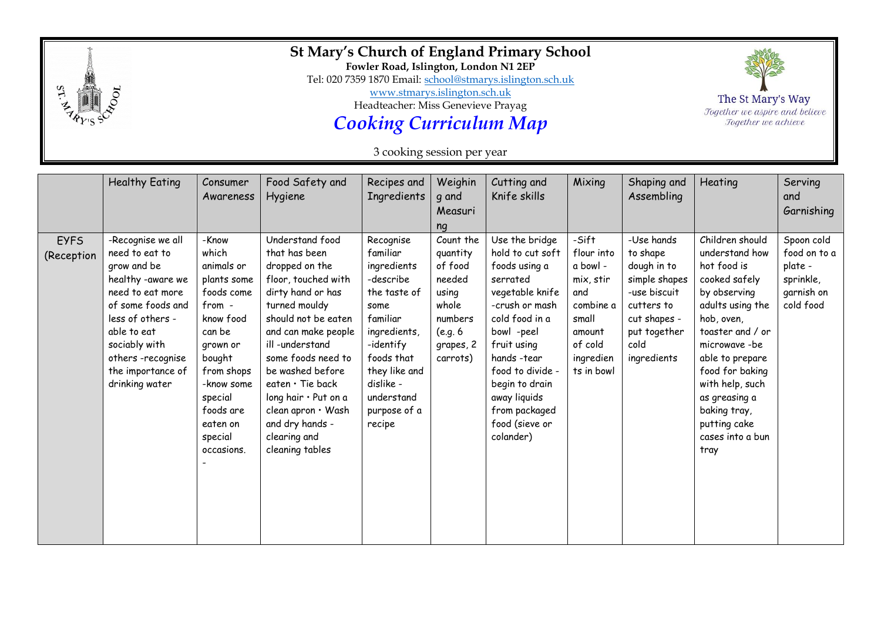# St Mary's Church of England Primary School

**Fowler Road, Islington, London N1 2EP**

Tel: 020 7359 1870 Email: school@stmarys.islington.sch.uk

www.stmarys.islington.sch.uk

Headteacher: Miss Genevieve Prayag

The St Mary's Way

*Together we aspire and believe*
*Together we achieve*

## *Cooking Curriculum Map*

3 cooking session per year

| | Healthy Eating | Consumer Awareness | Food Safety and Hygiene | Recipes and Ingredients | Weighing and Measuring | Cutting and Knife skills | Mixing | Shaping and Assembling | Heating | Serving and Garnishing |
|---|---|---|---|---|---|---|---|---|---|---|
| EYFS (Reception) | -Recognise we all need to eat to grow and be healthy -aware we need to eat more of some foods and less of others -able to eat sociably with others -recognise the importance of drinking water | -Know which animals or plants some foods come from - know food can be grown or bought from shops -know some special foods are eaten on special occasions. - | Understand food that has been dropped on the floor, touched with dirty hand or has turned mouldy should not be eaten and can make people ill -understand some foods need to be washed before eaten • Tie back long hair • Put on a clean apron • Wash and dry hands - clearing and cleaning tables | Recognise familiar ingredients -describe the taste of some familiar ingredients, -identify foods that they like and dislike - understand purpose of a recipe | Count the quantity of food needed using whole numbers (e.g. 6 grapes, 2 carrots) | Use the bridge hold to cut soft foods using a serrated vegetable knife -crush or mash cold food in a bowl -peel fruit using hands -tear food to divide - begin to drain away liquids from packaged food (sieve or colander) | -Sift flour into a bowl - mix, stir and combine a small amount of cold ingredients in bowl | -Use hands to shape dough in to simple shapes -use biscuit cutters to cut shapes - put together cold ingredients | Children should understand how hot food is cooked safely by observing adults using the hob, oven, toaster and / or microwave -be able to prepare food for baking with help, such as greasing a baking tray, putting cake cases into a bun tray | Spoon cold food on to a plate - sprinkle, garnish on cold food |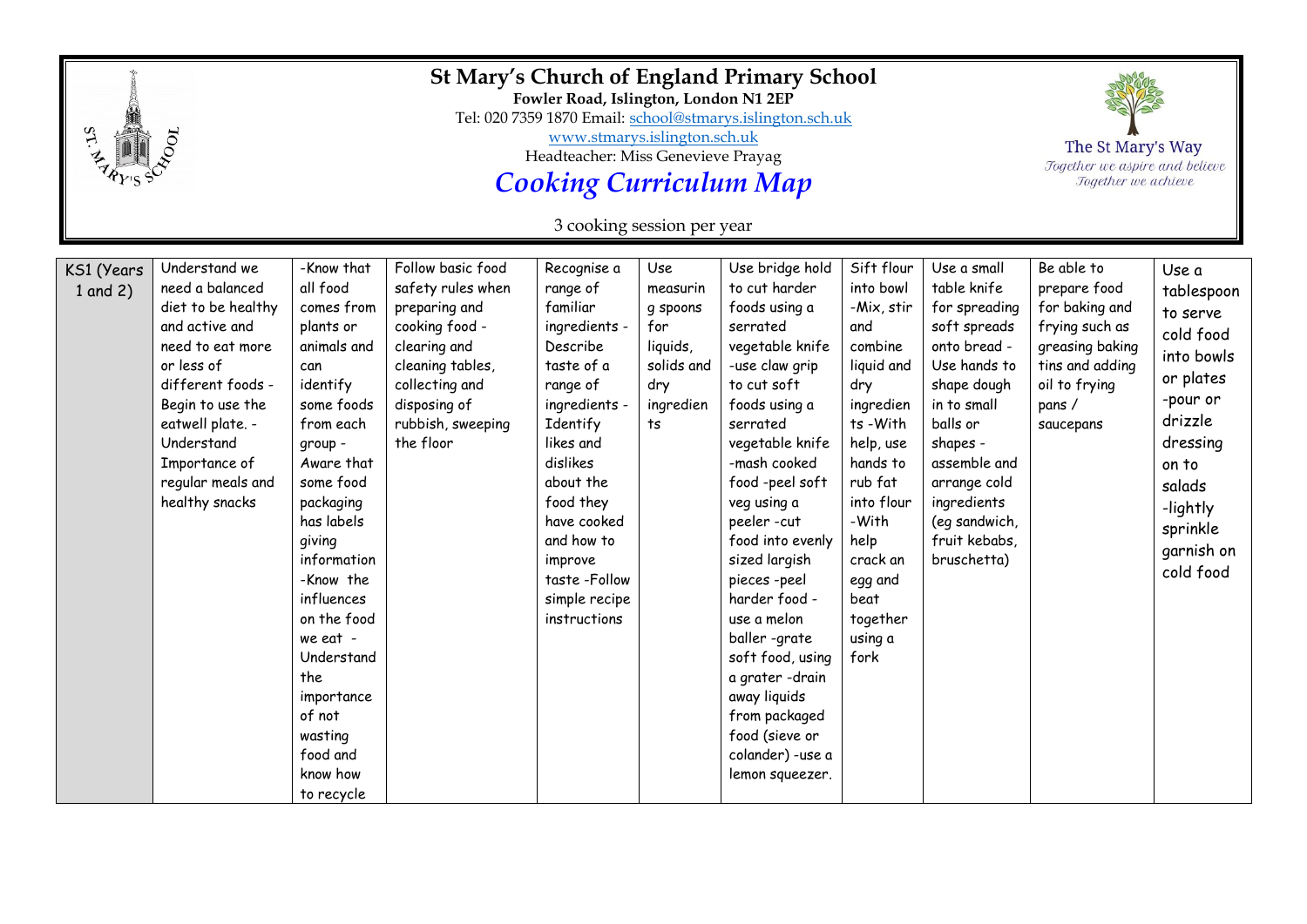# St Mary's Church of England Primary School

**Fowler Road, Islington, London N1 2EP**

Tel: 020 7359 1870 Email: school@stmarys.islington.sch.uk

www.stmarys.islington.sch.uk

Headteacher: Miss Genevieve Prayag

The St Mary's Way

*Together we aspire and believe*
*Together we achieve*

## *Cooking Curriculum Map*

3 cooking session per year

| | | | | | | | | | | |
|---|---|---|---|---|---|---|---|---|---|---|
| KS1 (Years 1 and 2) | Understand we need a balanced diet to be healthy and active and need to eat more or less of different foods - Begin to use the eatwell plate. - Understand Importance of regular meals and healthy snacks | -Know that all food comes from plants or animals and can identify some foods from each group - Aware that some food packaging has labels giving information -Know the influences on the food we eat - Understand the importance of not wasting food and know how to recycle | Follow basic food safety rules when preparing and cooking food - clearing and cleaning tables, collecting and disposing of rubbish, sweeping the floor | Recognise a range of familiar ingredients - Describe taste of a range of ingredients - Identify likes and dislikes about the food they have cooked and how to improve taste -Follow simple recipe instructions | Use measuring spoons for liquids, solids and dry ingredients | Use bridge hold to cut harder foods using a serrated vegetable knife -use claw grip to cut soft foods using a serrated vegetable knife -mash cooked food -peel soft veg using a peeler -cut food into evenly sized largish pieces -peel harder food - use a melon baller -grate soft food, using a grater -drain away liquids from packaged food (sieve or colander) -use a lemon squeezer. | Sift flour into bowl -Mix, stir and combine liquid and dry ingredients -With help, use hands to rub fat into flour -With help crack an egg and beat together using a fork | Use a small table knife for spreading soft spreads onto bread - Use hands to shape dough in to small balls or shapes - assemble and arrange cold ingredients (eg sandwich, fruit kebabs, bruschetta) | Be able to prepare food for baking and frying such as greasing baking tins and adding oil to frying pans / saucepans | Use a tablespoon to serve cold food into bowls or plates -pour or drizzle dressing on to salads -lightly sprinkle garnish on cold food |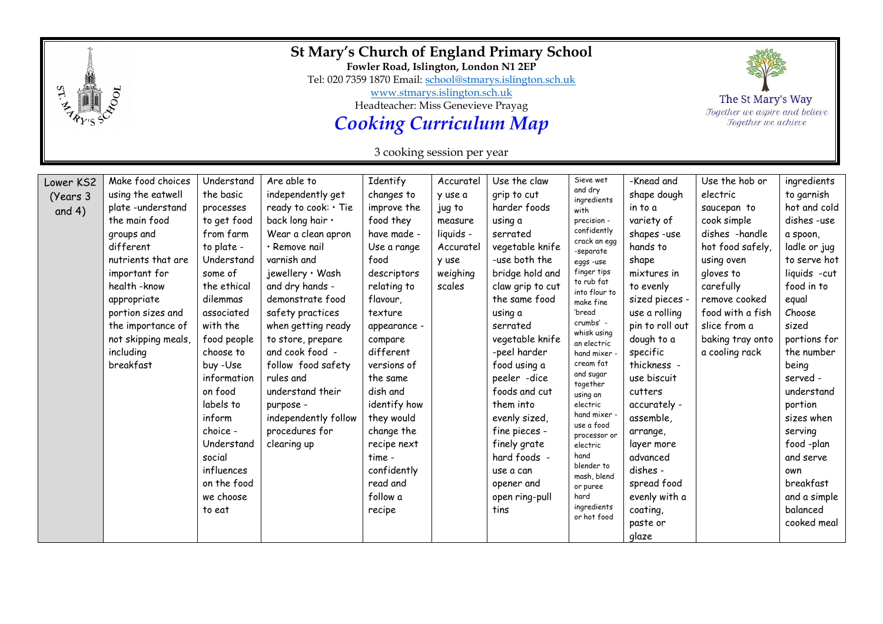# St Mary's Church of England Primary School

**Fowler Road, Islington, London N1 2EP**

Tel: 020 7359 1870 Email: school@stmarys.islington.sch.uk

www.stmarys.islington.sch.uk

Headteacher: Miss Genevieve Prayag

## *Cooking Curriculum Map*

The St Mary's Way

*Together we aspire and believe*
*Together we achieve*

3 cooking session per year

| | | | | | | | | | | |
|---|---|---|---|---|---|---|---|---|---|---|
| Lower KS2 (Years 3 and 4) | Make food choices using the eatwell plate -understand the main food groups and different nutrients that are important for health -know appropriate portion sizes and the importance of not skipping meals, including breakfast | Understand the basic processes to get food from farm to plate - Understand some of the ethical dilemmas associated with the food people choose to buy -Use information on food labels to inform choice - Understand social influences on the food we choose to eat | Are able to independently get ready to cook: • Tie back long hair • Wear a clean apron • Remove nail varnish and jewellery • Wash and dry hands - demonstrate food safety practices when getting ready to store, prepare and cook food - follow food safety rules and understand their purpose - independently follow procedures for clearing up | Identify changes to improve the food they have made - Use a range food descriptors relating to flavour, texture appearance - compare different versions of the same dish and identify how they would change the recipe next time - confidently read and follow a recipe | Accuratel y use a jug to measure liquids - Accuratel y use weighing scales | Use the claw grip to cut harder foods using a serrated vegetable knife -use both the bridge hold and claw grip to cut the same food using a serrated vegetable knife -peel harder food using a peeler -dice foods and cut them into evenly sized, fine pieces - finely grate hard foods - use a can opener and open ring-pull tins | Sieve wet and dry ingredients with precision - confidently crack an egg -separate eggs -use finger tips to rub fat into flour to make fine 'bread crumbs' - whisk using an electric hand mixer - cream fat and sugar together using an electric hand mixer - use a food processor or electric hand blender to mash, blend or puree hard ingredients or hot food | -Knead and shape dough in to a variety of shapes -use hands to shape mixtures in to evenly sized pieces - use a rolling pin to roll out dough to a specific thickness - use biscuit cutters accurately - assemble, arrange, layer more advanced dishes - spread food evenly with a coating, paste or glaze | Use the hob or electric saucepan to cook simple dishes -handle hot food safely, using oven gloves to carefully remove cooked food with a fish slice from a baking tray onto a cooling rack | ingredients to garnish hot and cold dishes -use a spoon, ladle or jug to serve hot liquids -cut food in to equal Choose sized portions for the number being served - understand portion sizes when serving food -plan and serve own breakfast and a simple balanced cooked meal |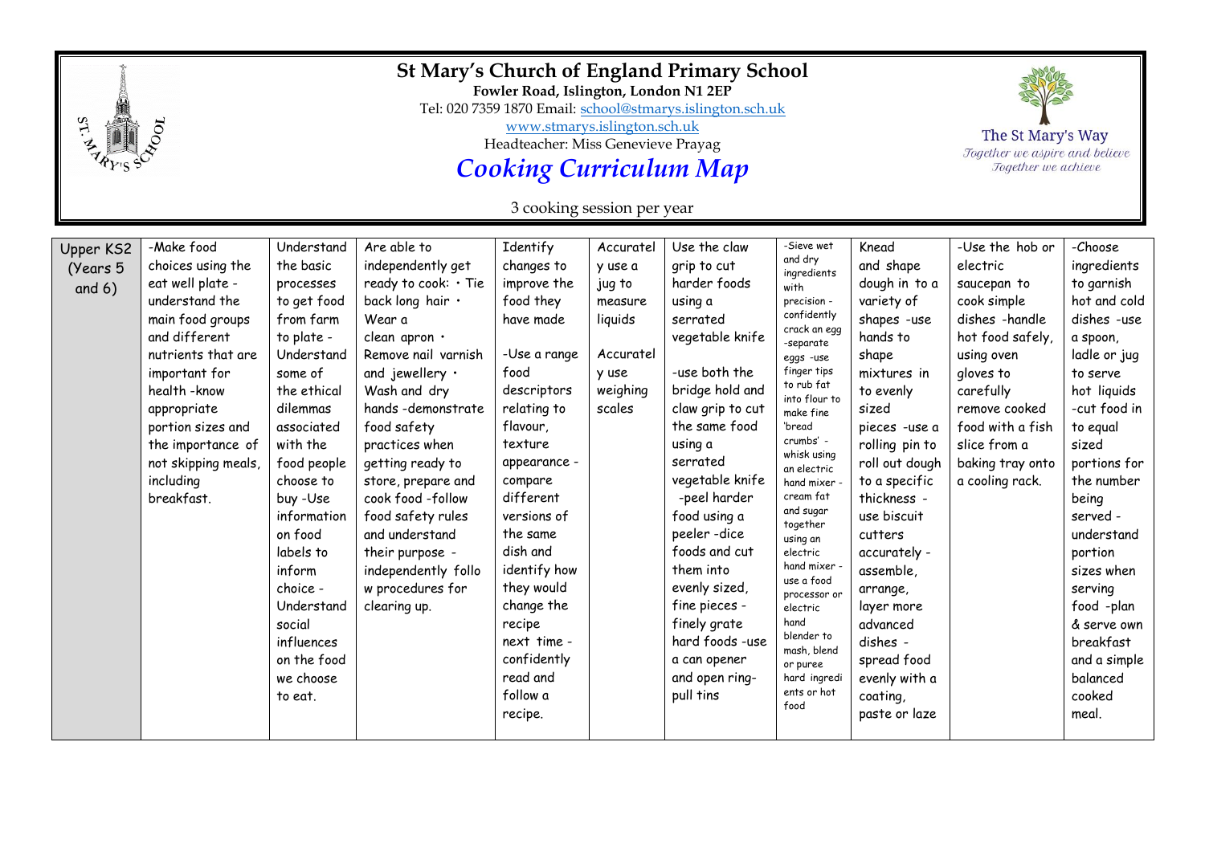# St Mary's Church of England Primary School

**Fowler Road, Islington, London N1 2EP**

Tel: 020 7359 1870 Email: school@stmarys.islington.sch.uk

www.stmarys.islington.sch.uk

Headteacher: Miss Genevieve Prayag

## *Cooking Curriculum Map*

The St Mary's Way

*Together we aspire and believe*
*Together we achieve*

3 cooking session per year

| Upper KS2 (Years 5 and 6) | -Make food choices using the eat well plate -understand the main food groups and different nutrients that are important for health -know appropriate portion sizes and the importance of not skipping meals, including breakfast. | Understand the basic processes to get food from farm to plate -Understand some of the ethical dilemmas associated with the food people choose to buy -Use information on food labels to inform choice -Understand social influences on the food we choose to eat. | Are able to independently get ready to cook: • Tie back long hair • Wear a clean apron • Remove nail varnish and jewellery • Wash and dry hands -demonstrate food safety practices when getting ready to store, prepare and cook food -follow food safety rules and understand their purpose -independently follow procedures for clearing up. | Identify changes to improve the food they have made<br><br>-Use a range food descriptors relating to flavour, texture appearance -compare different versions of the same dish and identify how they would change the recipe next time -confidently read and follow a recipe. | Accurately use a jug to measure liquids<br><br>Accurately use weighing scales | Use the claw grip to cut harder foods using a serrated vegetable knife<br><br>-use both the bridge hold and claw grip to cut the same food using a serrated vegetable knife -peel harder food using a peeler -dice foods and cut them into evenly sized, fine pieces -finely grate hard foods -use a can opener and open ring-pull tins | -Sieve wet and dry ingredients with precision -confidently crack an egg -separate eggs -use finger tips to rub fat into flour to make fine 'bread crumbs' -whisk using an electric hand mixer -cream fat and sugar together using an electric hand mixer -use a food processor or electric hand blender to mash, blend or puree hard ingredients or hot food | Knead and shape dough in to a variety of shapes -use hands to shape mixtures in to evenly sized pieces -use a rolling pin to roll out dough to a specific thickness -use biscuit cutters accurately -assemble, arrange, layer more advanced dishes -spread food evenly with a coating, paste or laze | -Use the hob or electric saucepan to cook simple dishes -handle hot food safely, using oven gloves to carefully remove cooked food with a fish slice from a baking tray onto a cooling rack. | -Choose ingredients to garnish hot and cold dishes -use a spoon, ladle or jug to serve hot liquids -cut food in to equal sized portions for the number being served -understand portion sizes when serving food -plan & serve own breakfast and a simple balanced cooked meal. |
|---|---|---|---|---|---|---|---|---|---|---|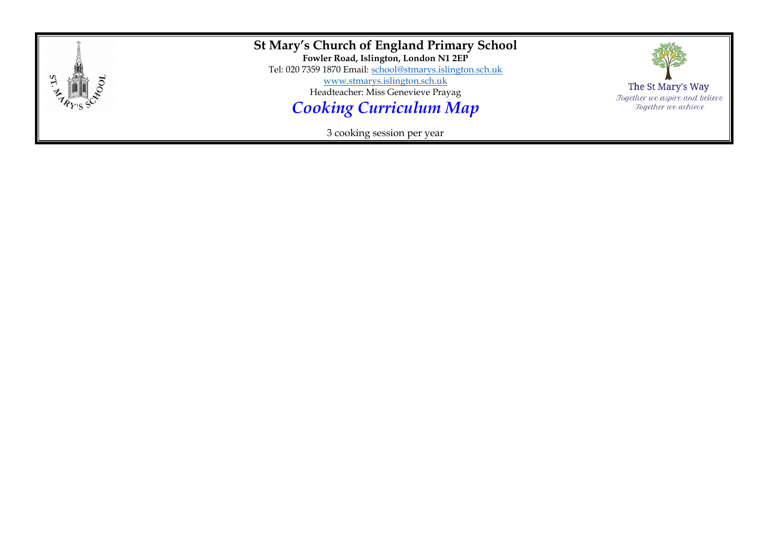# St Mary's Church of England Primary School

**Fowler Road, Islington, London N1 2EP**

Tel: 020 7359 1870 Email: school@stmarys.islington.sch.uk

www.stmarys.islington.sch.uk

Headteacher: Miss Genevieve Prayag

## *Cooking Curriculum Map*

3 cooking session per year

The St Mary's Way

*Together we aspire and believe*
*Together we achieve*